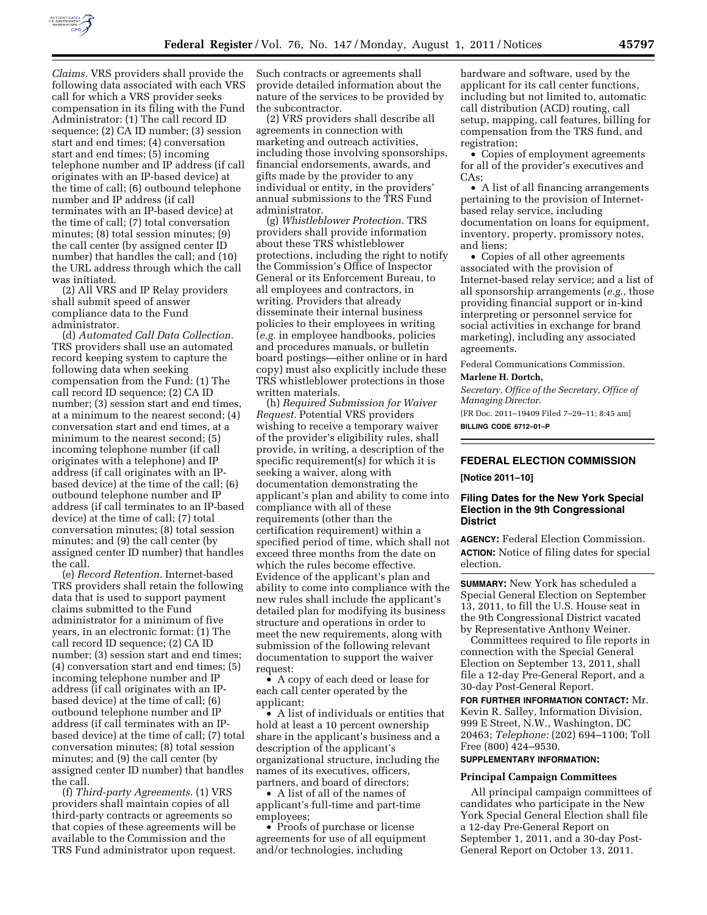*Claims.* VRS providers shall provide the following data associated with each VRS call for which a VRS provider seeks compensation in its filing with the Fund Administrator: (1) The call record ID sequence; (2) CA ID number; (3) session start and end times; (4) conversation start and end times; (5) incoming telephone number and IP address (if call originates with an IP-based device) at the time of call; (6) outbound telephone number and IP address (if call terminates with an IP-based device) at the time of call; (7) total conversation minutes; (8) total session minutes; (9) the call center (by assigned center ID number) that handles the call; and (10) the URL address through which the call was initiated.

(2) All VRS and IP Relay providers shall submit speed of answer compliance data to the Fund administrator.

(d) *Automated Call Data Collection.* TRS providers shall use an automated record keeping system to capture the following data when seeking compensation from the Fund: (1) The call record ID sequence; (2) CA ID number; (3) session start and end times, at a minimum to the nearest second; (4) conversation start and end times, at a minimum to the nearest second; (5) incoming telephone number (if call originates with a telephone) and IP address (if call originates with an IP-based device) at the time of the call; (6) outbound telephone number and IP address (if call terminates to an IP-based device) at the time of call; (7) total conversation minutes; (8) total session minutes; and (9) the call center (by assigned center ID number) that handles the call.

(e) *Record Retention.* Internet-based TRS providers shall retain the following data that is used to support payment claims submitted to the Fund administrator for a minimum of five years, in an electronic format: (1) The call record ID sequence; (2) CA ID number; (3) session start and end times; (4) conversation start and end times; (5) incoming telephone number and IP address (if call originates with an IP-based device) at the time of call; (6) outbound telephone number and IP address (if call terminates with an IP-based device) at the time of call; (7) total conversation minutes; (8) total session minutes; and (9) the call center (by assigned center ID number) that handles the call.

(f) *Third-party Agreements.* (1) VRS providers shall maintain copies of all third-party contracts or agreements so that copies of these agreements will be available to the Commission and the TRS Fund administrator upon request. Such contracts or agreements shall provide detailed information about the nature of the services to be provided by the subcontractor.

(2) VRS providers shall describe all agreements in connection with marketing and outreach activities, including those involving sponsorships, financial endorsements, awards, and gifts made by the provider to any individual or entity, in the providers' annual submissions to the TRS Fund administrator.

(g) *Whistleblower Protection.* TRS providers shall provide information about these TRS whistleblower protections, including the right to notify the Commission's Office of Inspector General or its Enforcement Bureau, to all employees and contractors, in writing. Providers that already disseminate their internal business policies to their employees in writing (*e.g.* in employee handbooks, policies and procedures manuals, or bulletin board postings—either online or in hard copy) must also explicitly include these TRS whistleblower protections in those written materials.

(h) *Required Submission for Waiver Request.* Potential VRS providers wishing to receive a temporary waiver of the provider's eligibility rules, shall provide, in writing, a description of the specific requirement(s) for which it is seeking a waiver, along with documentation demonstrating the applicant's plan and ability to come into compliance with all of these requirements (other than the certification requirement) within a specified period of time, which shall not exceed three months from the date on which the rules become effective. Evidence of the applicant's plan and ability to come into compliance with the new rules shall include the applicant's detailed plan for modifying its business structure and operations in order to meet the new requirements, along with submission of the following relevant documentation to support the waiver request:

- A copy of each deed or lease for each call center operated by the applicant;
- A list of individuals or entities that hold at least a 10 percent ownership share in the applicant's business and a description of the applicant's organizational structure, including the names of its executives, officers, partners, and board of directors;
- A list of all of the names of applicant's full-time and part-time employees;
- Proofs of purchase or license agreements for use of all equipment and/or technologies, including hardware and software, used by the applicant for its call center functions, including but not limited to, automatic call distribution (ACD) routing, call setup, mapping, call features, billing for compensation from the TRS fund, and registration;
- Copies of employment agreements for all of the provider's executives and CAs;
- A list of all financing arrangements pertaining to the provision of Internet-based relay service, including documentation on loans for equipment, inventory, property, promissory notes, and liens;
- Copies of all other agreements associated with the provision of Internet-based relay service; and a list of all sponsorship arrangements (*e.g.,* those providing financial support or in-kind interpreting or personnel service for social activities in exchange for brand marketing), including any associated agreements.

Federal Communications Commission.

**Marlene H. Dortch,**

*Secretary, Office of the Secretary, Office of Managing Director.*

[FR Doc. 2011–19409 Filed 7–29–11; 8:45 am]

**BILLING CODE 6712–01–P**

## FEDERAL ELECTION COMMISSION

**[Notice 2011–10]**

### Filing Dates for the New York Special Election in the 9th Congressional District

**AGENCY:** Federal Election Commission.

**ACTION:** Notice of filing dates for special election.

**SUMMARY:** New York has scheduled a Special General Election on September 13, 2011, to fill the U.S. House seat in the 9th Congressional District vacated by Representative Anthony Weiner.

Committees required to file reports in connection with the Special General Election on September 13, 2011, shall file a 12-day Pre-General Report, and a 30-day Post-General Report.

**FOR FURTHER INFORMATION CONTACT:** Mr. Kevin R. Salley, Information Division, 999 E Street, N.W., Washington, DC 20463; *Telephone:* (202) 694–1100; Toll Free (800) 424–9530.

**SUPPLEMENTARY INFORMATION:**

#### Principal Campaign Committees

All principal campaign committees of candidates who participate in the New York Special General Election shall file a 12-day Pre-General Report on September 1, 2011, and a 30-day Post-General Report on October 13, 2011.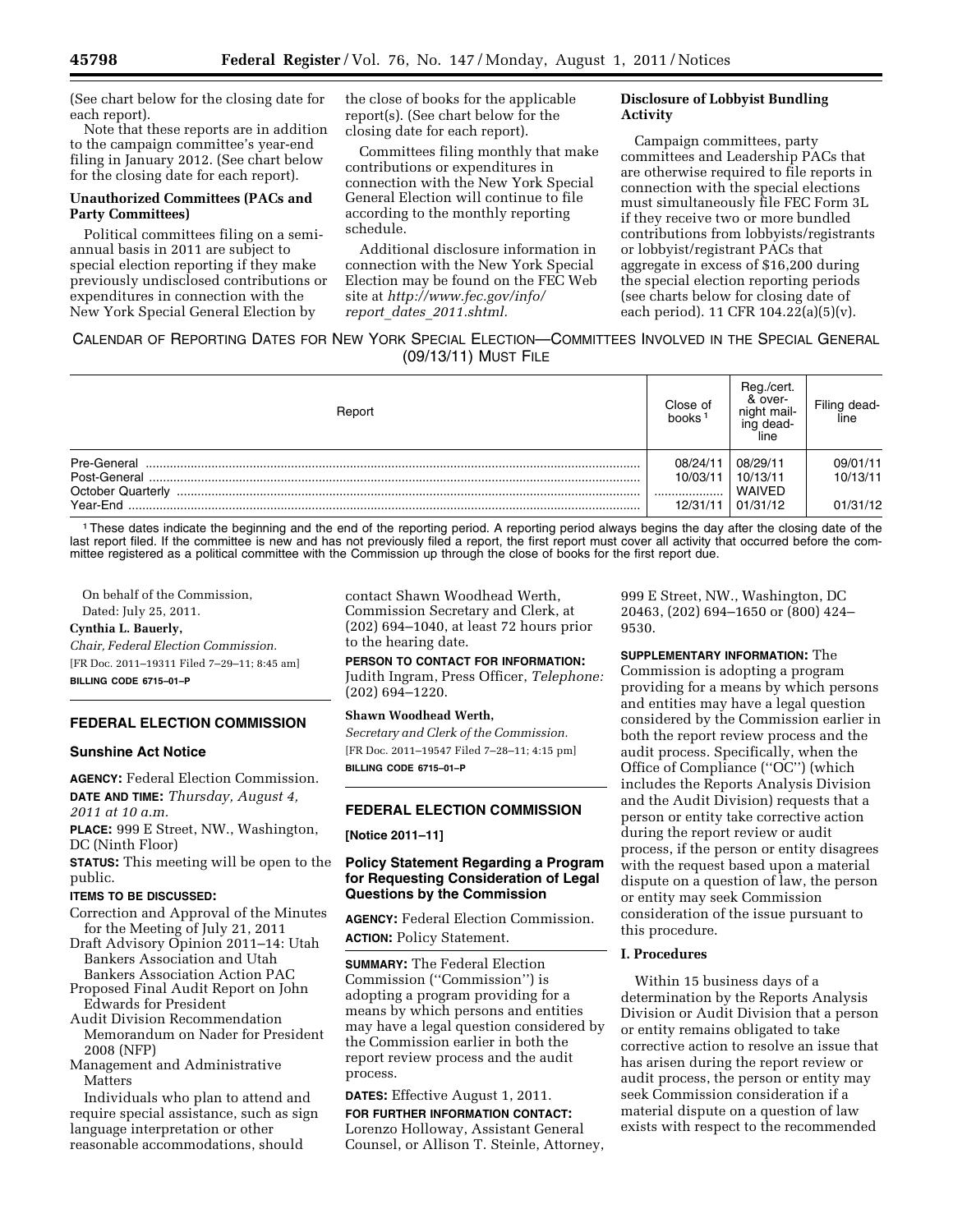(See chart below for the closing date for each report).

Note that these reports are in addition to the campaign committee's year-end filing in January 2012. (See chart below for the closing date for each report).

**Unauthorized Committees (PACs and Party Committees)**

Political committees filing on a semi-annual basis in 2011 are subject to special election reporting if they make previously undisclosed contributions or expenditures in connection with the New York Special General Election by the close of books for the applicable report(s). (See chart below for the closing date for each report).

Committees filing monthly that make contributions or expenditures in connection with the New York Special General Election will continue to file according to the monthly reporting schedule.

Additional disclosure information in connection with the New York Special Election may be found on the FEC Web site at *http://www.fec.gov/info/report_dates_2011.shtml.*

**Disclosure of Lobbyist Bundling Activity**

Campaign committees, party committees and Leadership PACs that are otherwise required to file reports in connection with the special elections must simultaneously file FEC Form 3L if they receive two or more bundled contributions from lobbyists/registrants or lobbyist/registrant PACs that aggregate in excess of $16,200 during the special election reporting periods (see charts below for closing date of each period). 11 CFR 104.22(a)(5)(v).

CALENDAR OF REPORTING DATES FOR NEW YORK SPECIAL ELECTION—COMMITTEES INVOLVED IN THE SPECIAL GENERAL (09/13/11) MUST FILE

| Report | Close of books [1] | Reg./cert. & over-night mailing deadline | Filing deadline |
|---|---|---|---|
| Pre-General | 08/24/11 | 08/29/11 | 09/01/11 |
| Post-General | 10/03/11 | 10/13/11 | 10/13/11 |
| October Quarterly | | WAIVED | |
| Year-End | 12/31/11 | 01/31/12 | 01/31/12 |

[1] These dates indicate the beginning and the end of the reporting period. A reporting period always begins the day after the closing date of the last report filed. If the committee is new and has not previously filed a report, the first report must cover all activity that occurred before the committee registered as a political committee with the Commission up through the close of books for the first report due.

On behalf of the Commission,

Dated: July 25, 2011.

**Cynthia L. Bauerly,**

*Chair, Federal Election Commission.*

[FR Doc. 2011–19311 Filed 7–29–11; 8:45 am]

**BILLING CODE 6715–01–P**

## FEDERAL ELECTION COMMISSION

### Sunshine Act Notice

**AGENCY:** Federal Election Commission.

**DATE AND TIME:** *Thursday, August 4, 2011 at 10 a.m.*

**PLACE:** 999 E Street, NW., Washington, DC (Ninth Floor)

**STATUS:** This meeting will be open to the public.

**ITEMS TO BE DISCUSSED:**

Correction and Approval of the Minutes for the Meeting of July 21, 2011

Draft Advisory Opinion 2011–14: Utah Bankers Association and Utah Bankers Association Action PAC

Proposed Final Audit Report on John Edwards for President

Audit Division Recommendation Memorandum on Nader for President 2008 (NFP)

Management and Administrative Matters

Individuals who plan to attend and require special assistance, such as sign language interpretation or other reasonable accommodations, should contact Shawn Woodhead Werth, Commission Secretary and Clerk, at (202) 694–1040, at least 72 hours prior to the hearing date.

**PERSON TO CONTACT FOR INFORMATION:** Judith Ingram, Press Officer, *Telephone:* (202) 694–1220.

**Shawn Woodhead Werth,**

*Secretary and Clerk of the Commission.*

[FR Doc. 2011–19547 Filed 7–28–11; 4:15 pm]

**BILLING CODE 6715–01–P**

## FEDERAL ELECTION COMMISSION

**[Notice 2011–11]**

### Policy Statement Regarding a Program for Requesting Consideration of Legal Questions by the Commission

**AGENCY:** Federal Election Commission.

**ACTION:** Policy Statement.

**SUMMARY:** The Federal Election Commission (''Commission'') is adopting a program providing for a means by which persons and entities may have a legal question considered by the Commission earlier in both the report review process and the audit process.

**DATES:** Effective August 1, 2011.

**FOR FURTHER INFORMATION CONTACT:** Lorenzo Holloway, Assistant General Counsel, or Allison T. Steinle, Attorney, 999 E Street, NW., Washington, DC 20463, (202) 694–1650 or (800) 424–9530.

**SUPPLEMENTARY INFORMATION:** The Commission is adopting a program providing for a means by which persons and entities may have a legal question considered by the Commission earlier in both the report review process and the audit process. Specifically, when the Office of Compliance (''OC'') (which includes the Reports Analysis Division and the Audit Division) requests that a person or entity take corrective action during the report review or audit process, if the person or entity disagrees with the request based upon a material dispute on a question of law, the person or entity may seek Commission consideration of the issue pursuant to this procedure.

**I. Procedures**

Within 15 business days of a determination by the Reports Analysis Division or Audit Division that a person or entity remains obligated to take corrective action to resolve an issue that has arisen during the report review or audit process, the person or entity may seek Commission consideration if a material dispute on a question of law exists with respect to the recommended